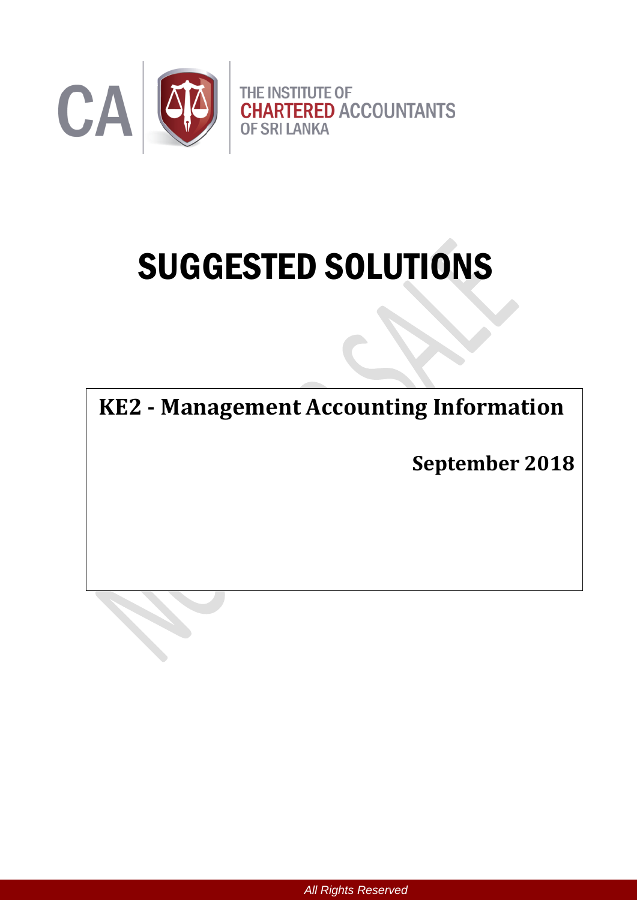THE INSTITUTE OF CHARTERED ACCOUNTANTS OF SRI LANKA

# SUGGESTED SOLUTIONS

**KE2 - Management Accounting Information**

**September 2018**

*All Rights Reserved*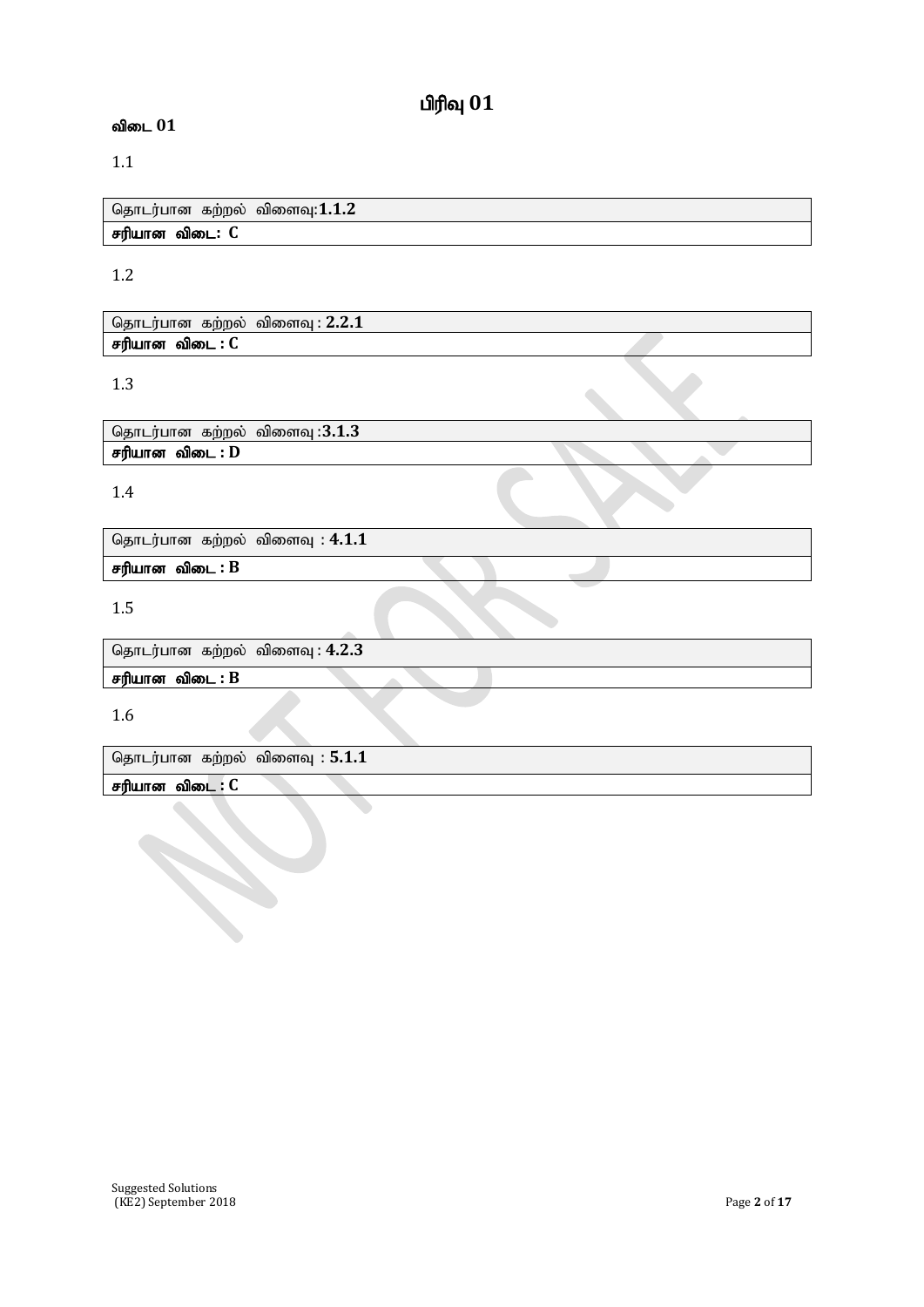# பிரிவு 01

**விடை 01**

1.1

| தொடர்பான கற்றல் விளைவு:**1.1.2** |
|---|
| **சரியான விடை: C** |

1.2

| தொடர்பான கற்றல் விளைவு : **2.2.1** |
|---|
| **சரியான விடை : C** |

1.3

| தொடர்பான கற்றல் விளைவு :**3.1.3** |
|---|
| **சரியான விடை : D** |

1.4

| தொடர்பான கற்றல் விளைவு : **4.1.1** |
|---|
| **சரியான விடை : B** |

1.5

| தொடர்பான கற்றல் விளைவு : **4.2.3** |
|---|
| **சரியான விடை : B** |

1.6

| தொடர்பான கற்றல் விளைவு : **5.1.1** |
|---|
| **சரியான விடை : C** |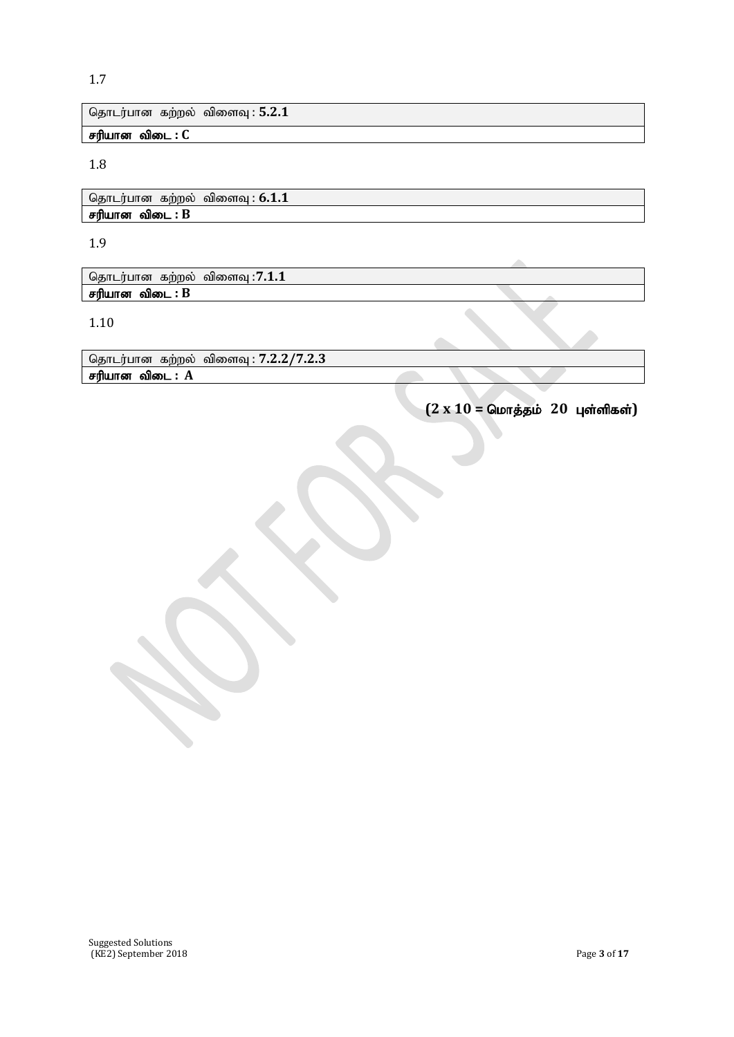1.7

| தொடர்பான கற்றல் விளைவு : **5.2.1** |
|---|
| **சரியான விடை : C** |

1.8

| தொடர்பான கற்றல் விளைவு : **6.1.1** |
|---|
| **சரியான விடை : B** |

1.9

| தொடர்பான கற்றல் விளைவு :**7.1.1** |
|---|
| **சரியான விடை : B** |

1.10

| தொடர்பான கற்றல் விளைவு : **7.2.2/7.2.3** |
|---|
| **சரியான விடை : A** |

**(2 x 10 = மொத்தம் 20 புள்ளிகள்)**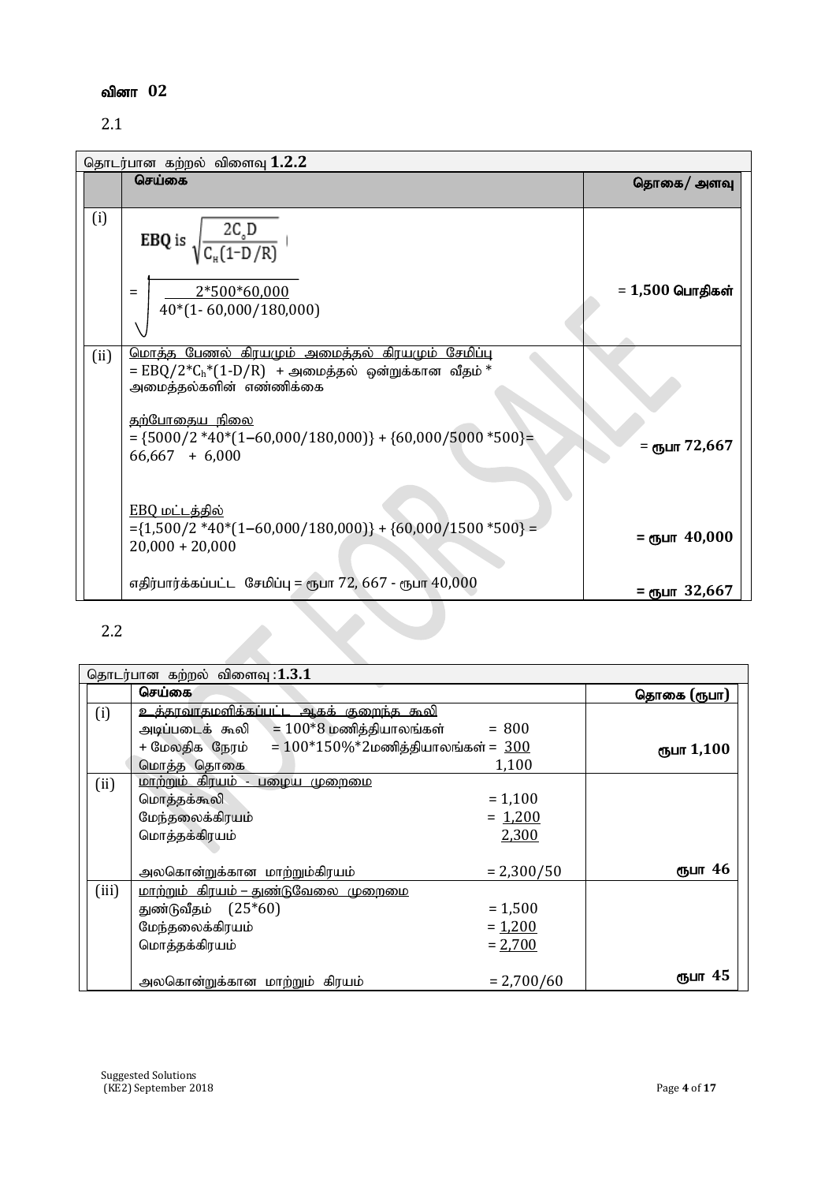## வினா 02

2.1

| தொடர்பான கற்றல் விளைவு **1.2.2** | | |
|---|---|---|
| | **செய்கை** | **தொகை/ அளவு** |
| (i) | EBQ is $\sqrt{\frac{2C_oD}{C_H(1-D/R)}}$ <br><br> $= \sqrt{\frac{2*500*60{,}000}{40*(1-60{,}000/180{,}000)}}$ | = **1,500 பொதிகள்** |
| (ii) | <u>மொத்த பேணல் கிரயமும் அமைத்தல் கிரயமும் சேமிப்பு</u> <br> = EBQ/2*$C_h$*(1-D/R) + அமைத்தல் ஒன்றுக்கான வீதம் * அமைத்தல்களின் எண்ணிக்கை <br><br> <u>தற்போதைய நிலை</u> <br> = {5000/2 *40*(1–60,000/180,000)} + {60,000/5000 *500}= 66,667 + 6,000 | = ரூபா **72,667** |
| | <u>EBQ மட்டத்தில்</u> <br> ={1,500/2 *40*(1–60,000/180,000)} + {60,000/1500 *500} = 20,000 + 20,000 | **= ரூபா 40,000** |
| | எதிர்பார்க்கப்பட்ட சேமிப்பு = ரூபா 72, 667 - ரூபா 40,000 | **= ரூபா 32,667** |

2.2

| தொடர்பான கற்றல் விளைவு :**1.3.1** | | |
|---|---|---|
| | **செய்கை** | **தொகை (ரூபா)** |
| (i) | <u>உத்தரவாதமளிக்கப்பட்ட ஆகக் குறைந்த கூலி</u> <br> அடிப்படைக் கூலி = 100*8 மணித்தியாலங்கள் = 800 <br> + மேலதிக நேரம் = 100*150%*2மணித்தியாலங்கள் = <u>300</u> <br> மொத்த தொகை 1,100 | **ரூபா 1,100** |
| (ii) | <u>மாற்றும் கிரயம் - பழைய முறைமை</u> <br> மொத்தக்கூலி = 1,100 <br> மேந்தலைக்கிரயம் = <u>1,200</u> <br> மொத்தக்கிரயம் <u>2,300</u> <br><br> அலகொன்றுக்கான மாற்றும்கிரயம் = 2,300/50 | **ரூபா 46** |
| (iii) | <u>மாற்றும் கிரயம் – துண்டுவேலை முறைமை</u> <br> துண்டுவீதம் (25*60) = 1,500 <br> மேந்தலைக்கிரயம் = <u>1,200</u> <br> மொத்தக்கிரயம் = <u>2,700</u> <br><br> அலகொன்றுக்கான மாற்றும் கிரயம் = 2,700/60 | **ரூபா 45** |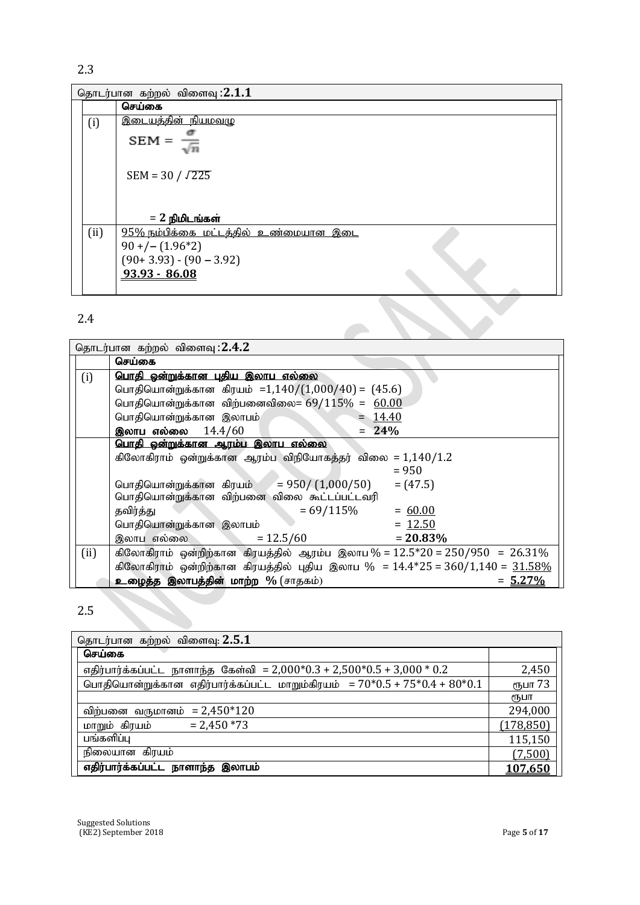2.3

| தொடர்பான கற்றல் விளைவு :**2.1.1** | |
|---|---|
| | **செய்கை** |
| (i) | இடையத்தின் நியமவழு<br>$SEM = \frac{\sigma}{\sqrt{n}}$<br><br>SEM = 30 / $\sqrt{225}$<br><br>= **2 நிமிடங்கள்** |
| (ii) | 95% நம்பிக்கை மட்டத்தில் உண்மையான இடை<br>90 +/– (1.96*2)<br>(90+ 3.93) - (90 – 3.92)<br>**93.93 - 86.08** |

2.4

| தொடர்பான கற்றல் விளைவு :**2.4.2** | | |
|---|---|---|
| | **செய்கை** | |
| (i) | **பொதி ஒன்றுக்கான புதிய இலாப எல்லை** | |
| | பொதியொன்றுக்கான கிரயம் =1,140/(1,000/40) = | (45.6) |
| | பொதியொன்றுக்கான விற்பனைவிலை= 69/115% = | 60.00 |
| | பொதியொன்றுக்கான இலாபம் | = 14.40 |
| | **இலாப எல்லை** 14.4/60 | = **24%** |
| | **பொதி ஒன்றுக்கான ஆரம்ப இலாப எல்லை** | |
| | கிலோகிராம் ஒன்றுக்கான ஆரம்ப விநியோகத்தர் விலை = 1,140/1.2 | = 950 |
| | பொதியொன்றுக்கான கிரயம் = 950/ (1,000/50) | = (47.5) |
| | பொதியொன்றுக்கான விற்பனை விலை கூட்டப்பட்டவரி தவிர்த்து = 69/115% | = 60.00 |
| | பொதியொன்றுக்கான இலாபம் | = 12.50 |
| | இலாப எல்லை = 12.5/60 | = **20.83%** |
| (ii) | கிலோகிராம் ஒன்றிற்கான கிரயத்தில் ஆரம்ப இலாப % = 12.5*20 = 250/950 | = 26.31% |
| | கிலோகிராம் ஒன்றிற்கான கிரயத்தில் புதிய இலாப % = 14.4*25 = 360/1,140 | = 31.58% |
| | **உழைத்த இலாபத்தின் மாற்ற %** (சாதகம்) | = **5.27%** |

2.5

| தொடர்பான கற்றல் விளைவு: **2.5.1** | |
|---|---|
| **செய்கை** | |
| எதிர்பார்க்கப்பட்ட நாளாந்த கேள்வி = 2,000*0.3 + 2,500*0.5 + 3,000 * 0.2 | 2,450 |
| பொதியொன்றுக்கான எதிர்பார்க்கப்பட்ட மாறும்கிரயம் = 70*0.5 + 75*0.4 + 80*0.1 | ரூபா 73 |
| | ரூபா |
| விற்பனை வருமானம் = 2,450*120 | 294,000 |
| மாறும் கிரயம் = 2,450 *73 | (178,850) |
| பங்களிப்பு | 115,150 |
| நிலையான கிரயம் | (7,500) |
| **எதிர்பார்க்கப்பட்ட நாளாந்த இலாபம்** | **107,650** |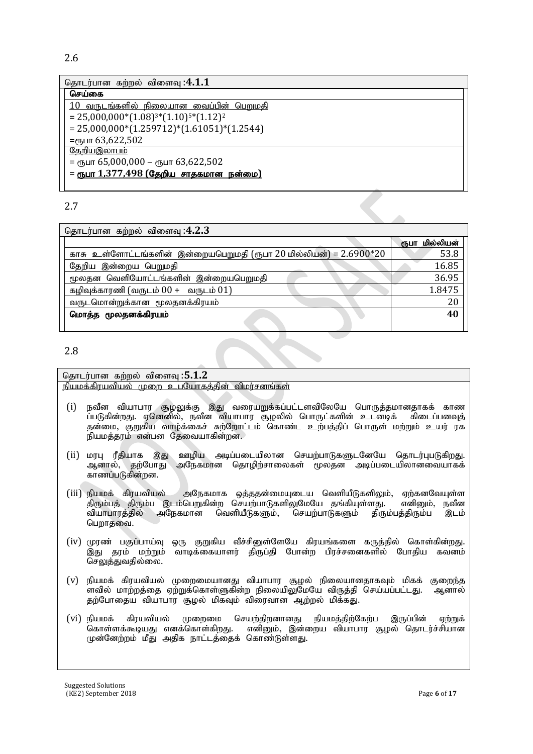2.6

தொடர்பான கற்றல் விளைவு :**4.1.1**

**செய்கை**

10 வருடங்களில் நிலையான வைப்பின் பெறுமதி

$= 25,000,000*(1.08)^3*(1.10)^5*(1.12)^2$

$= 25,000,000*(1.259712)*(1.61051)*(1.2544)$

=ரூபா 63,622,502

தேறியஇலாபம்

= ரூபா 65,000,000 – ரூபா 63,622,502

= **ரூபா 1,377,498 (தேறிய சாதகமான நன்மை)**

2.7

தொடர்பான கற்றல் விளைவு :**4.2.3**

| | **ரூபா மில்லியன்** |
|---|---|
| காசு உள்ளோட்டங்களின் இன்றையபெறுமதி (ரூபா 20 மில்லியன்) = 2.6900*20 | 53.8 |
| தேறிய இன்றைய பெறுமதி | 16.85 |
| மூலதன வெளியோட்டங்களின் இன்றையபெறுமதி | 36.95 |
| கழிவுக்காரணி (வருடம் 00 + வருடம் 01) | 1.8475 |
| வருடமொன்றுக்கான மூலதனக்கிரயம் | 20 |
| **மொத்த மூலதனக்கிரயம்** | **40** |

2.8

தொடர்பான கற்றல் விளைவு :**5.1.2**

நியமக்கிரயவியல் முறை உபயோகத்தின் விமர்சனங்கள்

(i) நவீன வியாபார சூழலுக்கு இது வரையறுக்கப்பட்டளவிலேயே பொருத்தமானதாகக் காணப்படுகின்றது. ஏனெனில், நவீன வியாபார சூழலில் பொருட்களின் உடனடிக் கிடைப்பனவுத் தன்மை, குறுகிய வாழ்க்கைச் சுற்றோட்டம் கொண்ட உற்பத்திப் பொருள் மற்றும் உயர் ரக நியமத்தரம் என்பன தேவையாகின்றன.

(ii) மரபு ரீதியாக இது ஊழிய அடிப்படையிலான செயற்பாடுகளுடனேயே தொடர்புபடுகிறது. ஆனால், தற்போது அநேகமான தொழிற்சாலைகள் மூலதன அடிப்படையிலானவையாகக் காணப்படுகின்றன.

(iii) நியமக் கிரயவியல் அநேகமாக ஒத்ததன்மையுடைய வெளியீடுகளிலும், ஏற்கனவேயுள்ள திரும்பத் திரும்ப இடம்பெறுகின்ற செயற்பாடுகளிலுமேயே தங்கியுள்ளது. எனினும், நவீன வியாபாரத்தில் அநேகமான வெளியீடுகளும், செயற்பாடுகளும் திரும்பத்திரும்ப இடம் பெறாதவை.

(iv) முரண் பகுப்பாய்வு ஒரு குறுகிய வீச்சினுள்ளேயே கிரயங்களை கருத்தில் கொள்கின்றது. இது தரம் மற்றும் வாடிக்கையாளர் திருப்தி போன்ற பிரச்சனைகளில் போதிய கவனம் செலுத்துவதில்லை.

(v) நியமக் கிரயவியல் முறைமையானது வியாபார சூழல் நிலையானதாகவும் மிகக் குறைந்த ளவில் மாற்றத்தை ஏற்றுக்கொள்ளுகின்ற நிலையிலுமேயே விருத்தி செய்யப்பட்டது. ஆனால் தற்போதைய வியாபார சூழல் மிகவும் விரைவான ஆற்றல் மிக்கது.

(vi) நியமக் கிரயவியல் முறைமை செயற்திறனானது நியமத்திற்கேற்ப இருப்பின் ஏற்றுக் கொள்ளக்கூடியது எனக்கொள்கிறது. எனினும், இன்றைய வியாபார சூழல் தொடர்ச்சியான முன்னேற்றம் மீது அதிக நாட்டத்தைக் கொண்டுள்ளது.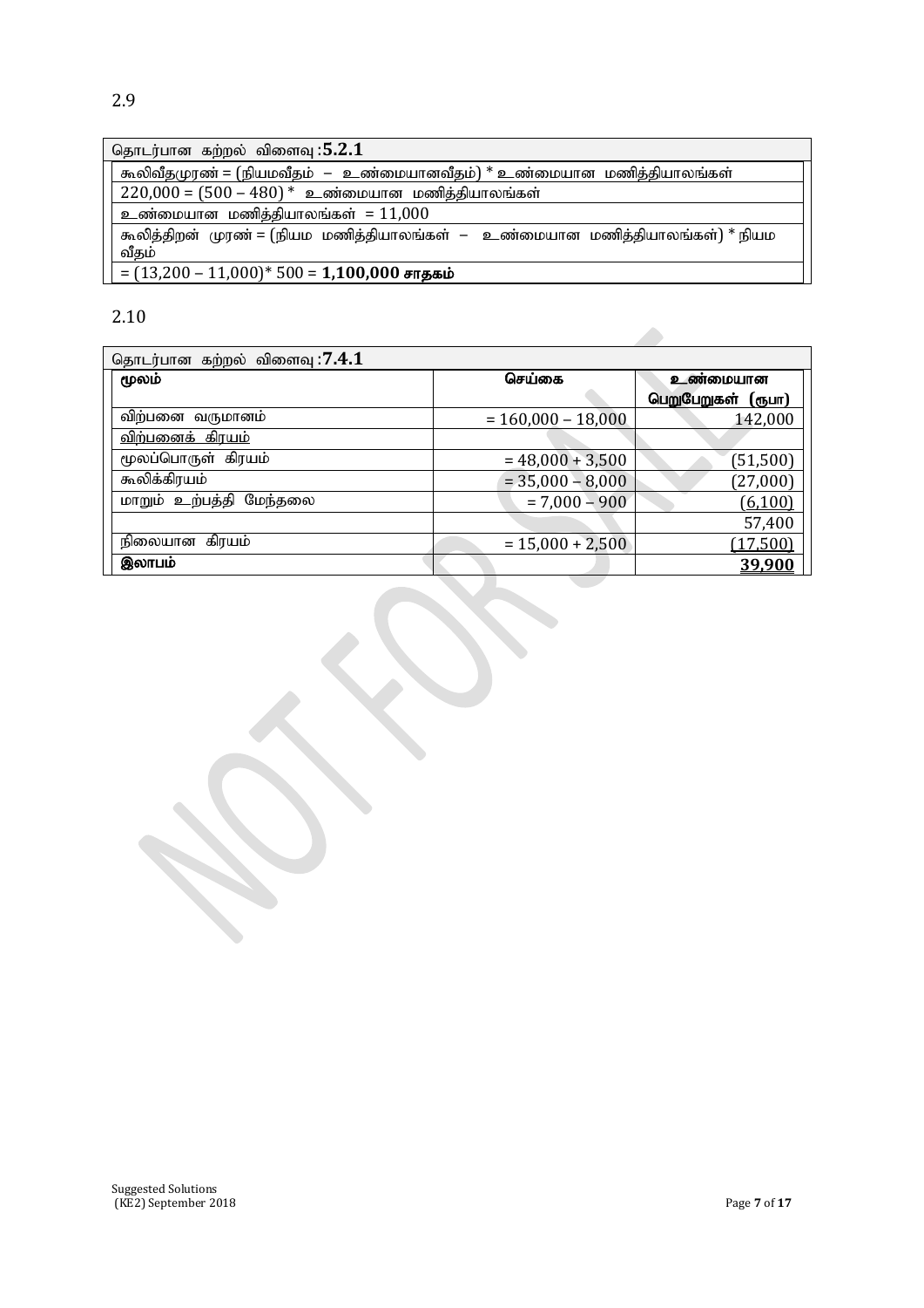2.9

| தொடர்பான கற்றல் விளைவு : **5.2.1** |
|---|
| கூலிவீதமுரண் = (நியமவீதம் – உண்மையானவீதம்) * உண்மையான மணித்தியாலங்கள் |
| 220,000 = (500 – 480) * உண்மையான மணித்தியாலங்கள் |
| உண்மையான மணித்தியாலங்கள் = 11,000 |
| கூலித்திறன் முரண் = (நியம மணித்தியாலங்கள் – உண்மையான மணித்தியாலங்கள்) * நியம வீதம் |
| = (13,200 – 11,000)* 500 = **1,100,000 சாதகம்** |

2.10

| தொடர்பான கற்றல் விளைவு : **7.4.1** | | |
|---|---|---|
| **மூலம்** | **செய்கை** | **உண்மையான பெறுபேறுகள் (ரூபா)** |
| விற்பனை வருமானம் | = 160,000 – 18,000 | 142,000 |
| <u>விற்பனைக் கிரயம்</u> | | |
| மூலப்பொருள் கிரயம் | = 48,000 + 3,500 | (51,500) |
| கூலிக்கிரயம் | = 35,000 – 8,000 | (27,000) |
| மாறும் உற்பத்தி மேந்தலை | = 7,000 – 900 | <u>(6,100)</u> |
| | | 57,400 |
| நிலையான கிரயம் | = 15,000 + 2,500 | <u>(17,500)</u> |
| **இலாபம்** | | **<u>39,900</u>** |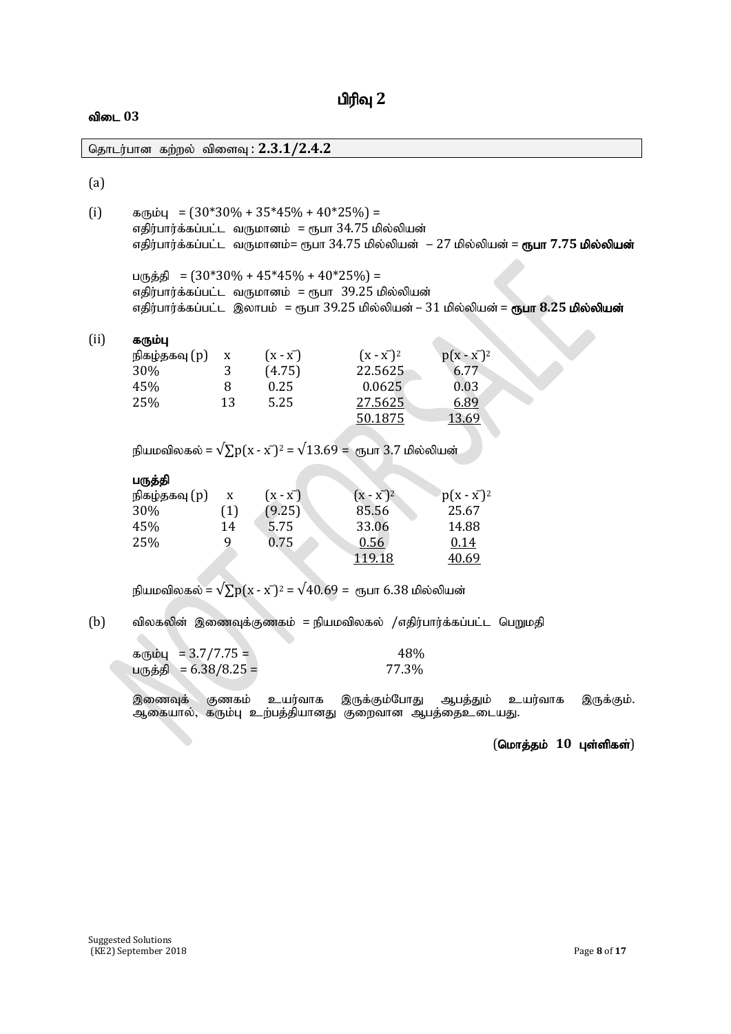# பிரிவு 2

**விடை 03**

தொடர்பான கற்றல் விளைவு : **2.3.1/2.4.2**

(a)

(i) கரும்பு = (30*30% + 35*45% + 40*25%) =
எதிர்பார்க்கப்பட்ட வருமானம் = ரூபா 34.75 மில்லியன்
எதிர்பார்க்கப்பட்ட வருமானம்= ரூபா 34.75 மில்லியன் – 27 மில்லியன் = **ரூபா 7.75 மில்லியன்**

பருத்தி = (30*30% + 45*45% + 40*25%) =
எதிர்பார்க்கப்பட்ட வருமானம் = ரூபா 39.25 மில்லியன்
எதிர்பார்க்கப்பட்ட இலாபம் = ரூபா 39.25 மில்லியன் – 31 மில்லியன் = **ரூபா 8.25 மில்லியன்**

(ii) **கரும்பு**

| நிகழ்தகவு (p) | x | $(x - \bar{x})$ | $(x - \bar{x})^2$ | $p(x - \bar{x})^2$ |
|---|---|---|---|---|
| 30% | 3 | (4.75) | 22.5625 | 6.77 |
| 45% | 8 | 0.25 | 0.0625 | 0.03 |
| 25% | 13 | 5.25 | 27.5625 | 6.89 |
| | | | 50.1875 | 13.69 |

நியமவிலகல் = $\sqrt{\sum p(x - \bar{x})^2} = \sqrt{13.69}$ = ரூபா 3.7 மில்லியன்

**பருத்தி**

| நிகழ்தகவு (p) | x | $(x - \bar{x})$ | $(x - \bar{x})^2$ | $p(x - \bar{x})^2$ |
|---|---|---|---|---|
| 30% | (1) | (9.25) | 85.56 | 25.67 |
| 45% | 14 | 5.75 | 33.06 | 14.88 |
| 25% | 9 | 0.75 | 0.56 | 0.14 |
| | | | 119.18 | 40.69 |

நியமவிலகல் = $\sqrt{\sum p(x - \bar{x})^2} = \sqrt{40.69}$ = ரூபா 6.38 மில்லியன்

(b) விலகலின் இணைவுக்குணகம் = நியமவிலகல் /எதிர்பார்க்கப்பட்ட பெறுமதி

கரும்பு = 3.7/7.75 = 48%
பருத்தி = 6.38/8.25 = 77.3%

இணைவுக் குணகம் உயர்வாக இருக்கும்போது ஆபத்தும் உயர்வாக இருக்கும். ஆகையால், கரும்பு உற்பத்தியானது குறைவான ஆபத்தைஉடையது.

**(மொத்தம் 10 புள்ளிகள்)**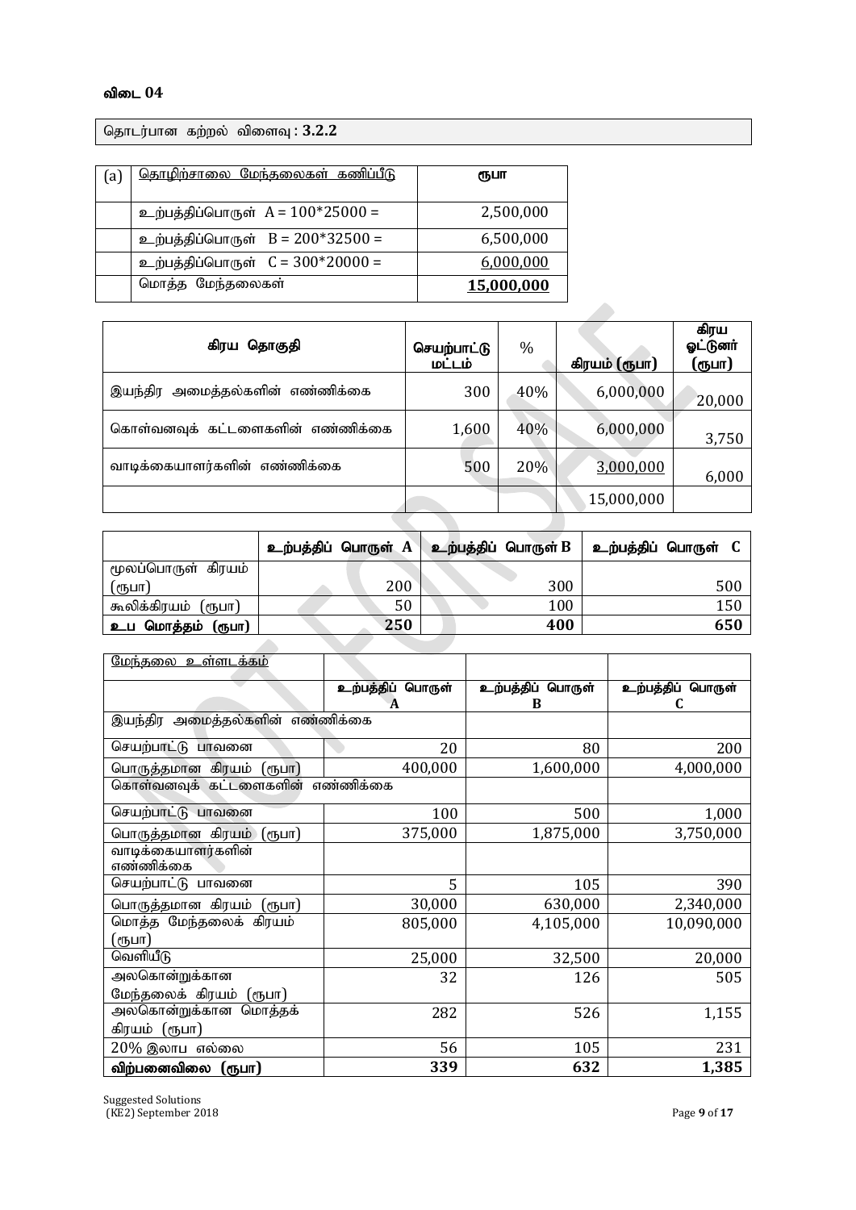## விடை 04

தொடர்பான கற்றல் விளைவு : **3.2.2**

| (a) | <u>தொழிற்சாலை மேந்தலைகள் கணிப்பீடு</u> | ரூபா |
|---|---|---|
| | உற்பத்திப்பொருள் A = 100*25000 = | 2,500,000 |
| | உற்பத்திப்பொருள் B = 200*32500 = | 6,500,000 |
| | உற்பத்திப்பொருள் C = 300*20000 = | <u>6,000,000</u> |
| | மொத்த மேந்தலைகள் | **<u>15,000,000</u>** |

| கிரய தொகுதி | செயற்பாட்டு மட்டம் | % | கிரயம் (ரூபா) | கிரய ஓட்டுனர் (ரூபா) |
|---|---|---|---|---|
| இயந்திர அமைத்தல்களின் எண்ணிக்கை | 300 | 40% | 6,000,000 | 20,000 |
| கொள்வனவுக் கட்டளைகளின் எண்ணிக்கை | 1,600 | 40% | 6,000,000 | 3,750 |
| வாடிக்கையாளர்களின் எண்ணிக்கை | 500 | 20% | <u>3,000,000</u> | 6,000 |
| | | | 15,000,000 | |

| | உற்பத்திப் பொருள் A | உற்பத்திப் பொருள் B | உற்பத்திப் பொருள் C |
|---|---|---|---|
| மூலப்பொருள் கிரயம் (ரூபா) | 200 | 300 | 500 |
| கூலிக்கிரயம் (ரூபா) | 50 | 100 | 150 |
| **உப மொத்தம் (ரூபா)** | **250** | **400** | **650** |

| <u>மேந்தலை உள்ளடக்கம்</u> | | | |
|---|---|---|---|
| | உற்பத்திப் பொருள் A | உற்பத்திப் பொருள் B | உற்பத்திப் பொருள் C |
| இயந்திர அமைத்தல்களின் எண்ணிக்கை | | | |
| செயற்பாட்டு பாவனை | 20 | 80 | 200 |
| பொருத்தமான கிரயம் (ரூபா) | 400,000 | 1,600,000 | 4,000,000 |
| கொள்வனவுக் கட்டளைகளின் எண்ணிக்கை | | | |
| செயற்பாட்டு பாவனை | 100 | 500 | 1,000 |
| பொருத்தமான கிரயம் (ரூபா) | 375,000 | 1,875,000 | 3,750,000 |
| வாடிக்கையாளர்களின் எண்ணிக்கை | | | |
| செயற்பாட்டு பாவனை | 5 | 105 | 390 |
| பொருத்தமான கிரயம் (ரூபா) | 30,000 | 630,000 | 2,340,000 |
| மொத்த மேந்தலைக் கிரயம் (ரூபா) | 805,000 | 4,105,000 | 10,090,000 |
| வெளியீடு | 25,000 | 32,500 | 20,000 |
| அலகொன்றுக்கான மேந்தலைக் கிரயம் (ரூபா) | 32 | 126 | 505 |
| அலகொன்றுக்கான மொத்தக் கிரயம் (ரூபா) | 282 | 526 | 1,155 |
| 20% இலாப எல்லை | 56 | 105 | 231 |
| **விற்பனைவிலை (ரூபா)** | **339** | **632** | **1,385** |

Suggested Solutions
(KE2) September 2018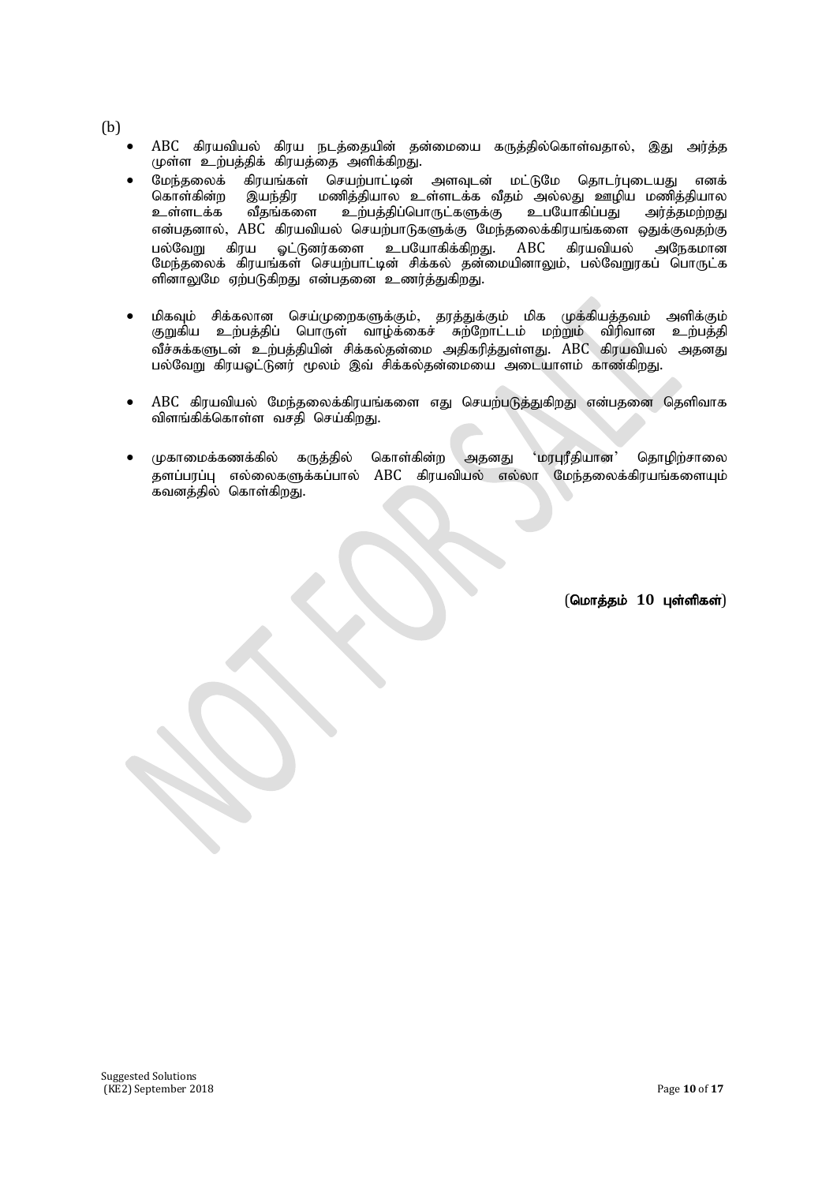(b)

- ABC கிரயவியல் கிரய நடத்தையின் தன்மையை கருத்தில்கொள்வதால், இது அர்த்த முள்ள உற்பத்திக் கிரயத்தை அளிக்கிறது.
- மேந்தலைக் கிரயங்கள் செயற்பாட்டின் அளவுடன் மட்டுமே தொடர்புடையது எனக் கொள்கின்ற இயந்திர மணித்தியால உள்ளடக்க வீதம் அல்லது ஊழிய மணித்தியால உள்ளடக்க வீதங்களை உற்பத்திப்பொருட்களுக்கு உபயோகிப்பது அர்த்தமற்றது என்பதனால், ABC கிரயவியல் செயற்பாடுகளுக்கு மேந்தலைக்கிரயங்களை ஒதுக்குவதற்கு பல்வேறு கிரய ஓட்டுனர்களை உபயோகிக்கிறது. ABC கிரயவியல் அநேகமான மேந்தலைக் கிரயங்கள் செயற்பாட்டின் சிக்கல் தன்மையினாலும், பல்வேறுரகப் பொருட்க ளினாலுமே ஏற்படுகிறது என்பதனை உணர்த்துகிறது.
- மிகவும் சிக்கலான செய்முறைகளுக்கும், தரத்துக்கும் மிக முக்கியத்தவம் அளிக்கும் குறுகிய உற்பத்திப் பொருள் வாழ்க்கைச் சுற்றோட்டம் மற்றும் விரிவான உற்பத்தி வீச்சுக்களுடன் உற்பத்தியின் சிக்கல்தன்மை அதிகரித்துள்ளது. ABC கிரயவியல் அதனது பல்வேறு கிரயஓட்டுனர் மூலம் இவ் சிக்கல்தன்மையை அடையாளம் காண்கிறது.
- ABC கிரயவியல் மேந்தலைக்கிரயங்களை எது செயற்படுத்துகிறது என்பதனை தெளிவாக விளங்கிக்கொள்ள வசதி செய்கிறது.
- முகாமைக்கணக்கில் கருத்தில் கொள்கின்ற அதனது 'மரபுரீதியான' தொழிற்சாலை தளப்பரப்பு எல்லைகளுக்கப்பால் ABC கிரயவியல் எல்லா மேந்தலைக்கிரயங்களையும் கவனத்தில் கொள்கிறது.

**(மொத்தம் 10 புள்ளிகள்)**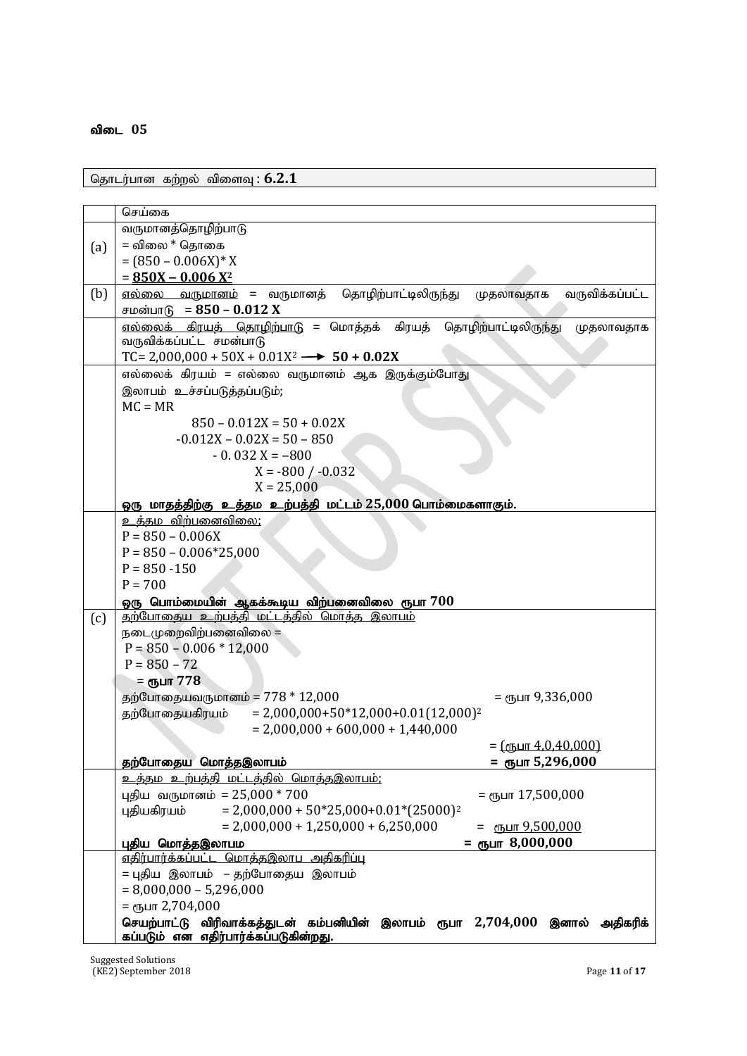**விடை 05**

| தொடர்பான கற்றல் விளைவு : **6.2.1** |
|---|

| | செய்கை |
|---|---|
| (a) | வருமானத்தொழிற்பாடு<br>= விலை * தொகை<br>$= (850 - 0.006X) * X$<br>$= \underline{\mathbf{850X - 0.006X^2}}$ |
| (b) | <u>எல்லை வருமானம்</u> = வருமானத் தொழிற்பாட்டிலிருந்து முதலாவதாக வருவிக்கப்பட்ட சமன்பாடு $= \mathbf{850 - 0.012X}$ |
| | <u>எல்லைக் கிரயத் தொழிற்பாடு</u> = மொத்தக் கிரயத் தொழிற்பாட்டிலிருந்து முதலாவதாக வருவிக்கப்பட்ட சமன்பாடு<br>$TC = 2{,}000{,}000 + 50X + 0.01X^2 \longrightarrow \mathbf{50 + 0.02X}$ |
| | எல்லைக் கிரயம் = எல்லை வருமானம் ஆக இருக்கும்போது<br>இலாபம் உச்சப்படுத்தப்படும்;<br>$MC = MR$<br>$850 - 0.012X = 50 + 0.02X$<br>$-0.012X - 0.02X = 50 - 850$<br>$-0.032X = -800$<br>$X = -800 / -0.032$<br>$X = 25{,}000$<br>**<u>ஒரு மாதத்திற்கு உத்தம உற்பத்தி மட்டம் 25,000 பொம்மைகளாகும்.</u>** |
| | <u>உத்தம விற்பனைவிலை;</u><br>$P = 850 - 0.006X$<br>$P = 850 - 0.006*25{,}000$<br>$P = 850 - 150$<br>$P = 700$<br>**ஒரு பொம்மையின் ஆகக்கூடிய விற்பனைவிலை ரூபா 700** |
| (c) | <u>தற்போதைய உற்பத்தி மட்டத்தில் மொத்த இலாபம்</u><br>நடைமுறைவிற்பனைவிலை =<br>$P = 850 - 0.006 * 12{,}000$<br>$P = 850 - 72$<br>= **ரூபா 778**<br>தற்போதையவருமானம் = $778 * 12{,}000$ = ரூபா 9,336,000<br>தற்போதையகிரயம் $= 2{,}000{,}000 + 50*12{,}000 + 0.01(12{,}000)^2$<br>$= 2{,}000{,}000 + 600{,}000 + 1{,}440{,}000$<br>= <u>(ரூபா 4,0,40,000)</u><br>**தற்போதைய மொத்தஇலாபம் = ரூபா 5,296,000** |
| | <u>உத்தம உற்பத்தி மட்டத்தில் மொத்தஇலாபம்;</u><br>புதிய வருமானம் = $25{,}000 * 700$ = ரூபா 17,500,000<br>புதியகிரயம் $= 2{,}000{,}000 + 50*25{,}000 + 0.01*(25000)^2$<br>$= 2{,}000{,}000 + 1{,}250{,}000 + 6{,}250{,}000$ = <u>ரூபா 9,500,000</u><br>**புதிய மொத்தஇலாபம = ரூபா 8,000,000** |
| | <u>எதிர்பார்க்கப்பட்ட மொத்தஇலாப அதிகரிப்பு</u><br>= புதிய இலாபம் – தற்போதைய இலாபம்<br>$= 8{,}000{,}000 - 5{,}296{,}000$<br>= ரூபா 2,704,000<br>**<u>செயற்பாட்டு விரிவாக்கத்துடன் கம்பனியின் இலாபம் ரூபா 2,704,000 இனால் அதிகரிக் கப்படும் என எதிர்பார்க்கப்படுகின்றது.</u>** |

Suggested Solutions
(KE2) September 2018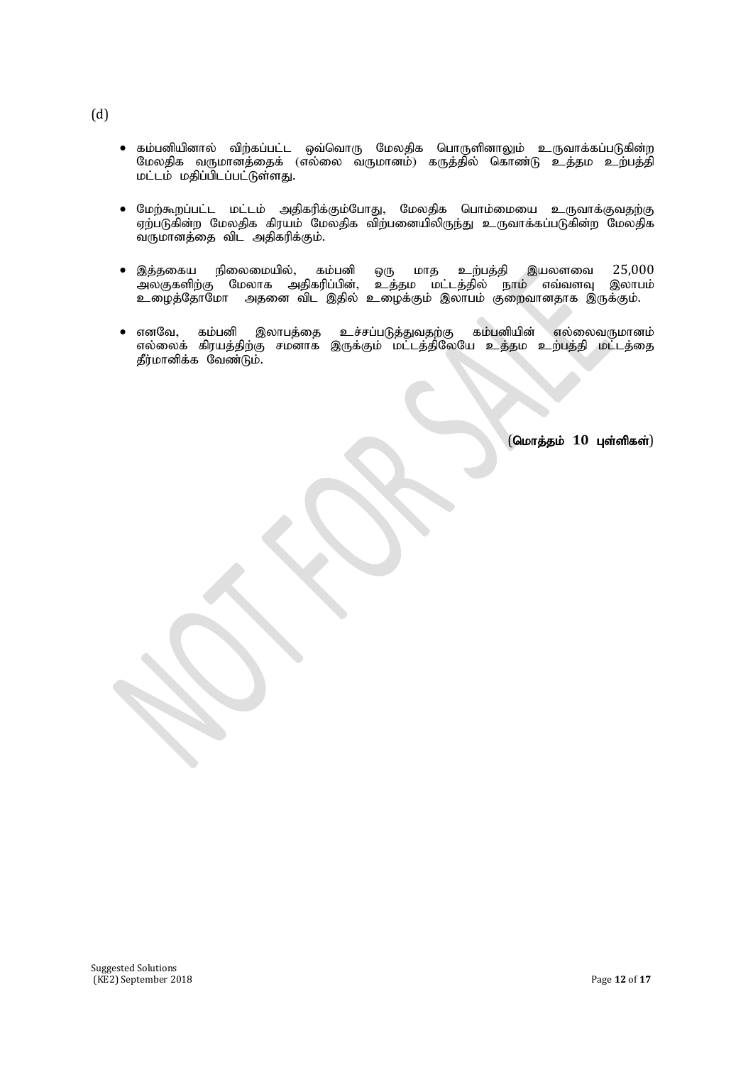(d)

- கம்பனியினால் விற்கப்பட்ட ஒவ்வொரு மேலதிக பொருளினாலும் உருவாக்கப்படுகின்ற மேலதிக வருமானத்தைக் (எல்லை வருமானம்) கருத்தில் கொண்டு உத்தம உற்பத்தி மட்டம் மதிப்பிடப்பட்டுள்ளது.

- மேற்கூறப்பட்ட மட்டம் அதிகரிக்கும்போது, மேலதிக பொம்மையை உருவாக்குவதற்கு ஏற்படுகின்ற மேலதிக கிரயம் மேலதிக விற்பனையிலிருந்து உருவாக்கப்படுகின்ற மேலதிக வருமானத்தை விட அதிகரிக்கும்.

- இத்தகைய நிலைமையில், கம்பனி ஒரு மாத உற்பத்தி இயலளவை 25,000 அலகுகளிற்கு மேலாக அதிகரிப்பின், உத்தம மட்டத்தில் நாம் எவ்வளவு இலாபம் உழைத்தோமோ அதனை விட இதில் உழைக்கும் இலாபம் குறைவானதாக இருக்கும்.

- எனவே, கம்பனி இலாபத்தை உச்சப்படுத்துவதற்கு கம்பனியின் எல்லைவருமானம் எல்லைக் கிரயத்திற்கு சமனாக இருக்கும் மட்டத்திலேயே உத்தம உற்பத்தி மட்டத்தை தீர்மானிக்க வேண்டும்.

**(மொத்தம் 10 புள்ளிகள்)**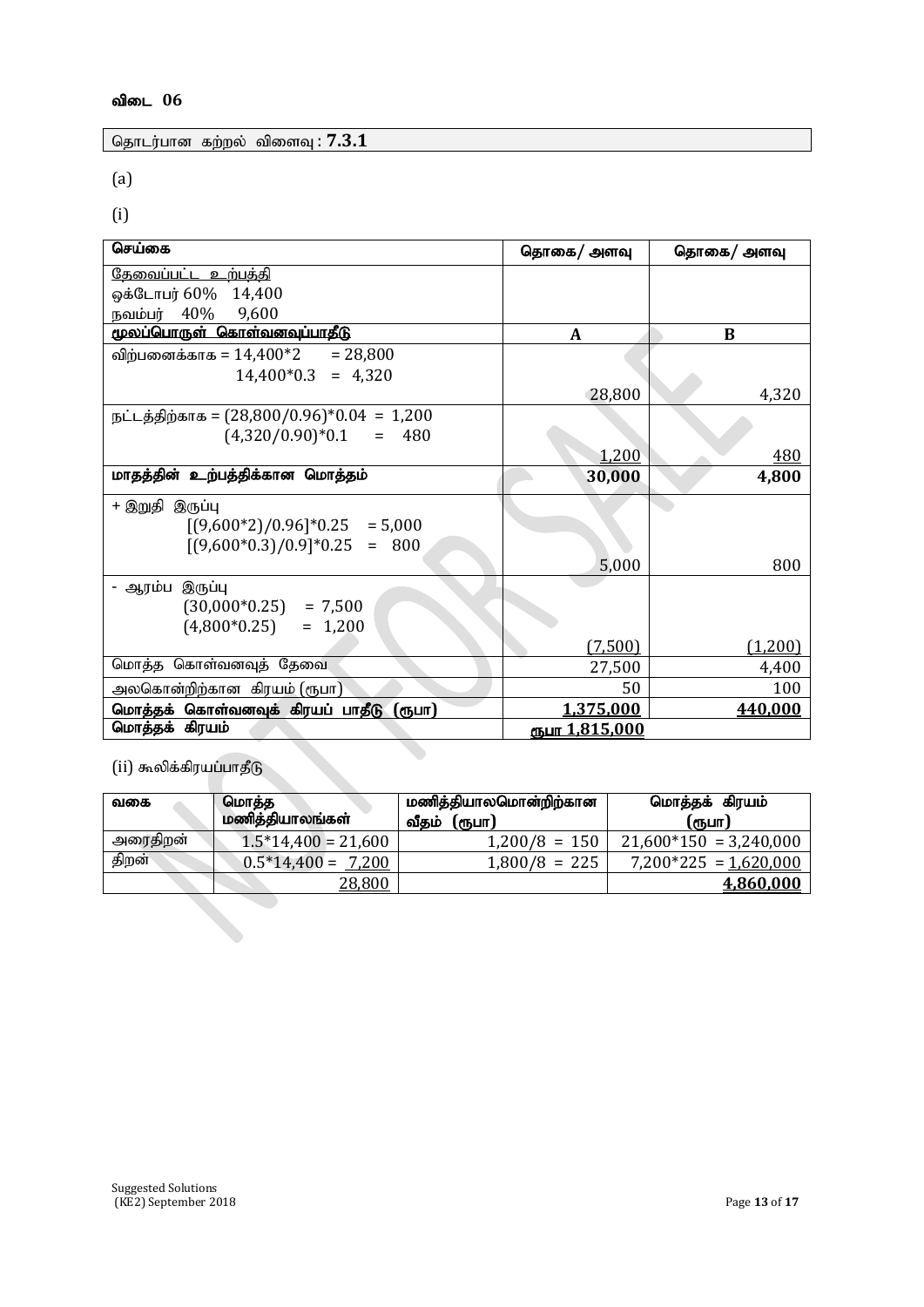**விடை 06**

| தொடர்பான கற்றல் விளைவு : **7.3.1** |
|---|

(a)

(i)

| செய்கை | தொகை/ அளவு | தொகை/ அளவு |
|---|---|---|
| தேவைப்பட்ட உற்பத்தி<br>ஒக்டோபர் 60% 14,400<br>நவம்பர் 40% 9,600 | | |
| **மூலப்பொருள் கொள்வனவுப்பாதீடு** | **A** | **B** |
| விற்பனைக்காக = 14,400*2 = 28,800<br>14,400*0.3 = 4,320 | 28,800 | 4,320 |
| நட்டத்திற்காக = (28,800/0.96)*0.04 = 1,200<br>(4,320/0.90)*0.1 = 480 | 1,200 | 480 |
| **மாதத்தின் உற்பத்திக்கான மொத்தம்** | **30,000** | **4,800** |
| + இறுதி இருப்பு<br>[(9,600*2)/0.96]*0.25 = 5,000<br>[(9,600*0.3)/0.9]*0.25 = 800 | 5,000 | 800 |
| - ஆரம்ப இருப்பு<br>(30,000*0.25) = 7,500<br>(4,800*0.25) = 1,200 | (7,500) | (1,200) |
| மொத்த கொள்வனவுத் தேவை | 27,500 | 4,400 |
| அலகொன்றிற்கான கிரயம் (ரூபா) | 50 | 100 |
| **மொத்தக் கொள்வனவுக் கிரயப் பாதீடு (ரூபா)** | **1,375,000** | **440,000** |
| **மொத்தக் கிரயம்** | **ரூபா 1,815,000** | |

(ii) கூலிக்கிரயப்பாதீடு

| வகை | மொத்த மணித்தியாலங்கள் | மணித்தியாலமொன்றிற்கான வீதம் (ரூபா) | மொத்தக் கிரயம் (ரூபா) |
|---|---|---|---|
| அரைதிறன் | 1.5*14,400 = 21,600 | 1,200/8 = 150 | 21,600*150 = 3,240,000 |
| திறன் | 0.5*14,400 = 7,200 | 1,800/8 = 225 | 7,200*225 = 1,620,000 |
| | 28,800 | | **4,860,000** |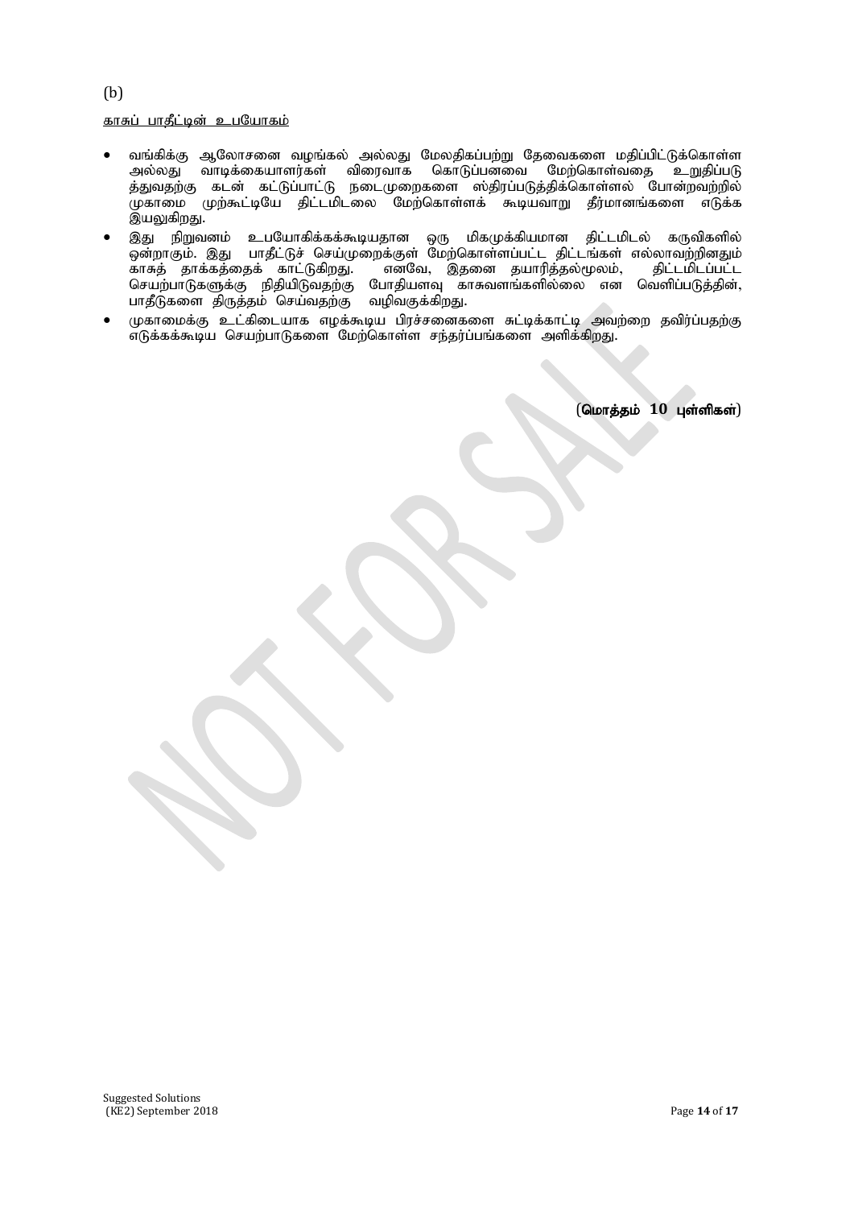(b)

<u>காசுப் பாதீட்டின் உபயோகம்</u>

- வங்கிக்கு ஆலோசனை வழங்கல் அல்லது மேலதிகப்பற்று தேவைகளை மதிப்பிட்டுக்கொள்ள அல்லது வாடிக்கையாளர்கள் விரைவாக கொடுப்பனவை மேற்கொள்வதை உறுதிப்படுத்துவதற்கு கடன் கட்டுப்பாட்டு நடைமுறைகளை ஸ்திரப்படுத்திக்கொள்ளல் போன்றவற்றில் முகாமை முற்கூட்டியே திட்டமிடலை மேற்கொள்ளக் கூடியவாறு தீர்மானங்களை எடுக்க இயலுகிறது.
- இது நிறுவனம் உபயோகிக்கக்கூடியதான ஒரு மிகமுக்கியமான திட்டமிடல் கருவிகளில் ஒன்றாகும். இது பாதீட்டுச் செய்முறைக்குள் மேற்கொள்ளப்பட்ட திட்டங்கள் எல்லாவற்றினதும் காசுத் தாக்கத்தைக் காட்டுகிறது. எனவே, இதனை தயாரித்தல்மூலம், திட்டமிடப்பட்ட செயற்பாடுகளுக்கு நிதியிடுவதற்கு போதியளவு காசுவளங்களில்லை என வெளிப்படுத்தின், பாதீடுகளை திருத்தம் செய்வதற்கு வழிவகுக்கிறது.
- முகாமைக்கு உட்கிடையாக எழக்கூடிய பிரச்சனைகளை சுட்டிக்காட்டி அவற்றை தவிர்ப்பதற்கு எடுக்கக்கூடிய செயற்பாடுகளை மேற்கொள்ள சந்தர்ப்பங்களை அளிக்கிறது.

**(மொத்தம் 10 புள்ளிகள்)**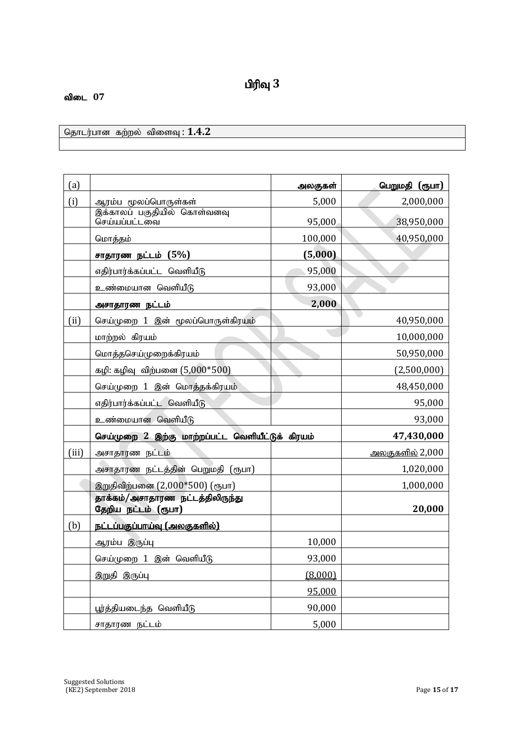# பிரிவு 3

**விடை 07**

| தொடர்பான கற்றல் விளைவு : **1.4.2** |
|---|
| |

| (a) | | **அலகுகள்** | **பெறுமதி (ரூபா)** |
|---|---|---|---|
| (i) | ஆரம்ப மூலப்பொருள்கள் | 5,000 | 2,000,000 |
| | இக்காலப் பகுதியில் கொள்வனவு செய்யப்பட்டவை | 95,000 | 38,950,000 |
| | மொத்தம் | 100,000 | 40,950,000 |
| | **சாதாரண நட்டம் (5%)** | **(5,000)** | |
| | எதிர்பார்க்கப்பட்ட வெளியீடு | 95,000 | |
| | உண்மையான வெளியீடு | 93,000 | |
| | **அசாதாரண நட்டம்** | **2,000** | |
| (ii) | செய்முறை 1 இன் மூலப்பொருள்கிரயம் | | 40,950,000 |
| | மாற்றல் கிரயம் | | 10,000,000 |
| | மொத்தசெய்முறைக்கிரயம் | | 50,950,000 |
| | கழி: கழிவு விற்பனை (5,000*500) | | (2,500,000) |
| | செய்முறை 1 இன் மொத்தக்கிரயம் | | 48,450,000 |
| | எதிர்பார்க்கப்பட்ட வெளியீடு | | 95,000 |
| | உண்மையான வெளியீடு | | 93,000 |
| | **செய்முறை 2 இற்கு மாற்றப்பட்ட வெளியீட்டுக் கிரயம்** | | **47,430,000** |
| (iii) | அசாதாரண நட்டம் | | அலகுகளில் 2,000 |
| | அசாதாரண நட்டத்தின் பெறுமதி (ரூபா) | | 1,020,000 |
| | இறுதிவிற்பனை (2,000*500) (ரூபா) | | 1,000,000 |
| | **தாக்கம்/அசாதாரண நட்டத்திலிருந்து தேறிய நட்டம் (ரூபா)** | | **20,000** |
| (b) | **நட்டப்பகுப்பாய்வு (அலகுகளில்)** | | |
| | ஆரம்ப இருப்பு | 10,000 | |
| | செய்முறை 1 இன் வெளியீடு | 93,000 | |
| | இறுதி இருப்பு | (8,000) | |
| | | 95,000 | |
| | பூர்த்தியடைந்த வெளியீடு | 90,000 | |
| | சாதாரண நட்டம் | 5,000 | |

Suggested Solutions
(KE2) September 2018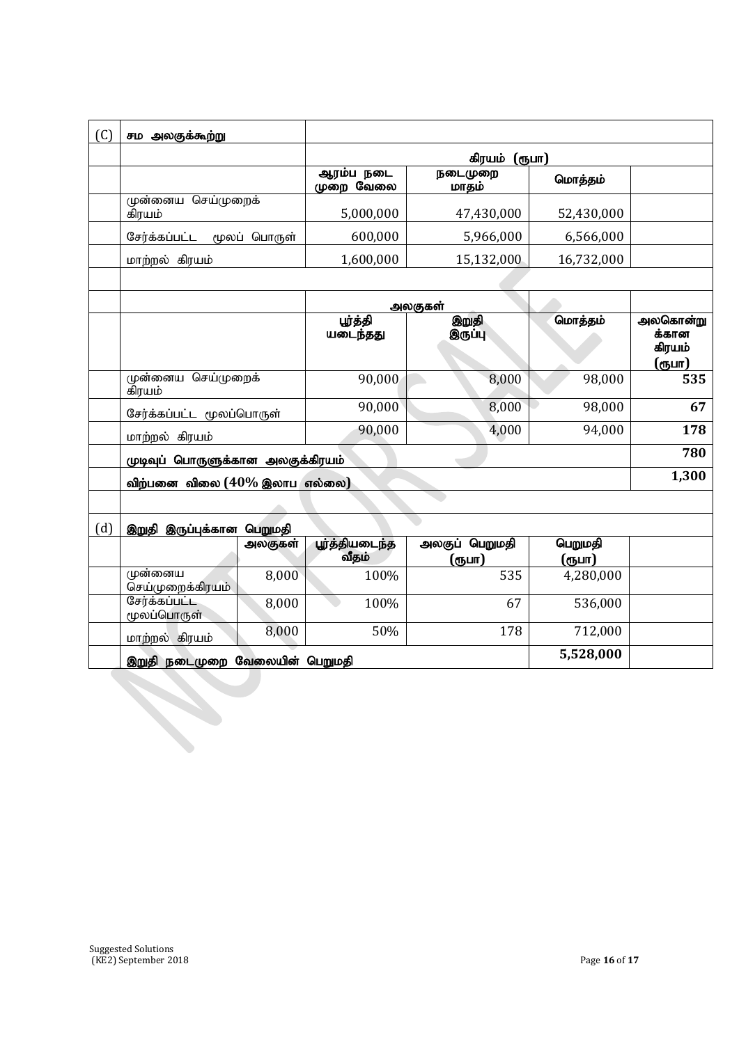| (C) | சம அலகுக்கூற்று | | | | |
|---|---|---|---|---|---|
| | | கிரயம் (ரூபா) | | | |
| | | ஆரம்ப நடை முறை வேலை | நடைமுறை மாதம் | மொத்தம் | |
| | முன்னைய செய்முறைக் கிரயம் | 5,000,000 | 47,430,000 | 52,430,000 | |
| | சேர்க்கப்பட்ட மூலப் பொருள் | 600,000 | 5,966,000 | 6,566,000 | |
| | மாற்றல் கிரயம் | 1,600,000 | 15,132,000 | 16,732,000 | |
| | | | | | |
| | | அலகுகள் | | | |
| | | பூர்த்தி யடைந்தது | இறுதி இருப்பு | மொத்தம் | அலகொன்றுக்கான கிரயம் (ரூபா) |
| | முன்னைய செய்முறைக் கிரயம் | 90,000 | 8,000 | 98,000 | **535** |
| | சேர்க்கப்பட்ட மூலப்பொருள் | 90,000 | 8,000 | 98,000 | **67** |
| | மாற்றல் கிரயம் | 90,000 | 4,000 | 94,000 | **178** |
| | **முடிவுப் பொருளுக்கான அலகுக்கிரயம்** | | | | **780** |
| | **விற்பனை விலை (40% இலாப எல்லை)** | | | | **1,300** |

| (d) | இறுதி இருப்புக்கான பெறுமதி | | | | | |
|---|---|---|---|---|---|---|
| | | அலகுகள் | பூர்த்தியடைந்த வீதம் | அலகுப் பெறுமதி (ரூபா) | பெறுமதி (ரூபா) | |
| | முன்னைய செய்முறைக்கிரயம் | 8,000 | 100% | 535 | 4,280,000 | |
| | சேர்க்கப்பட்ட மூலப்பொருள் | 8,000 | 100% | 67 | 536,000 | |
| | மாற்றல் கிரயம் | 8,000 | 50% | 178 | 712,000 | |
| | **இறுதி நடைமுறை வேலையின் பெறுமதி** | | | | **5,528,000** | |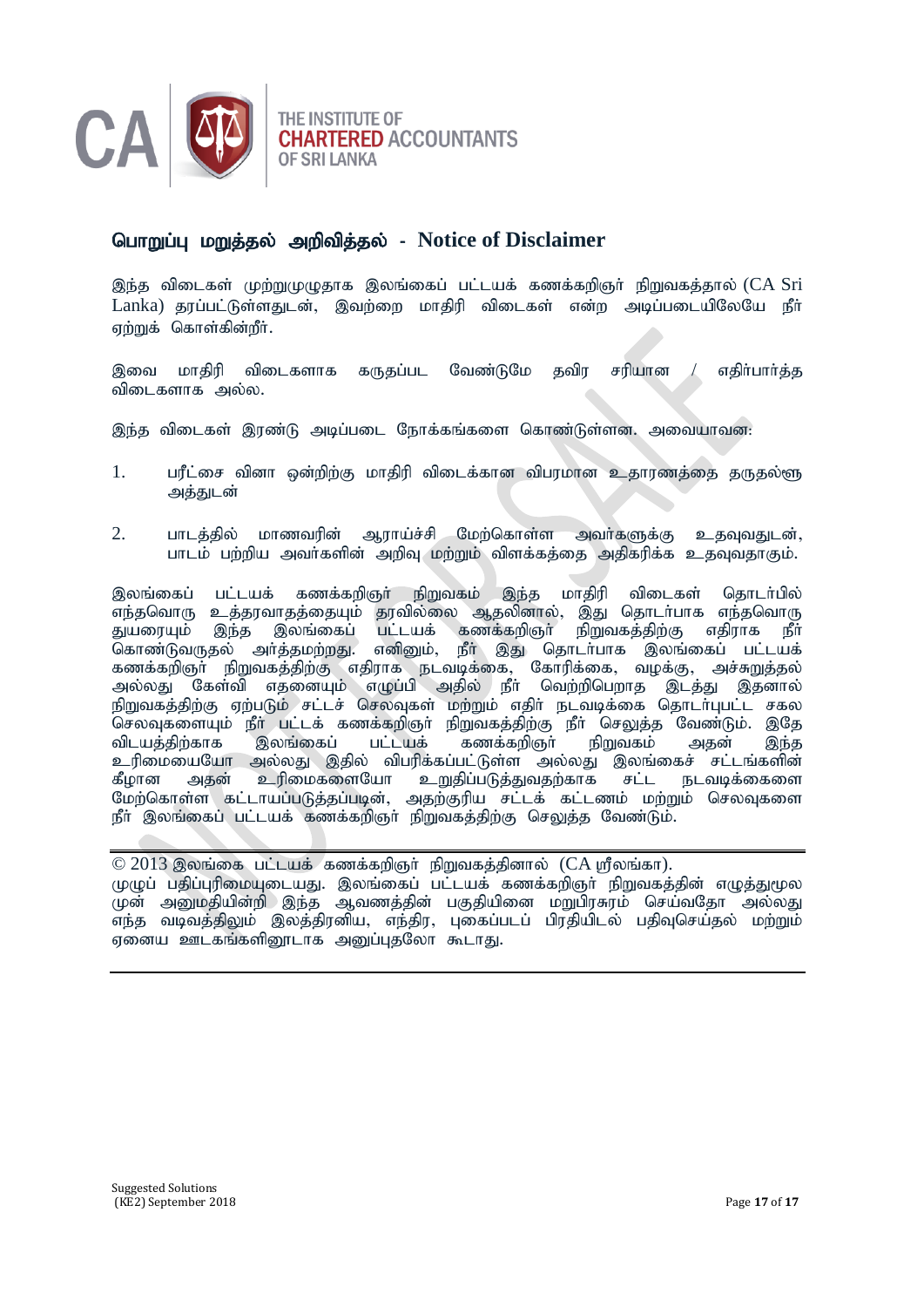## பொறுப்பு மறுத்தல் அறிவித்தல் - Notice of Disclaimer

இந்த விடைகள் முற்றுமுழுதாக இலங்கைப் பட்டயக் கணக்கறிஞர் நிறுவகத்தால் (CA Sri Lanka) தரப்பட்டுள்ளதுடன், இவற்றை மாதிரி விடைகள் என்ற அடிப்படையிலேயே நீர் ஏற்றுக் கொள்கின்றீர்.

இவை மாதிரி விடைகளாக கருதப்பட வேண்டுமே தவிர சரியான / எதிர்பார்த்த விடைகளாக அல்ல.

இந்த விடைகள் இரண்டு அடிப்படை நோக்கங்களை கொண்டுள்ளன. அவையாவன:

1. பரீட்சை வினா ஒன்றிற்கு மாதிரி விடைக்கான விபரமான உதாரணத்தை தருதல், அத்துடன்

2. பாடத்தில் மாணவரின் ஆராய்ச்சி மேற்கொள்ள அவர்களுக்கு உதவுவதுடன், பாடம் பற்றிய அவர்களின் அறிவு மற்றும் விளக்கத்தை அதிகரிக்க உதவுவதாகும்.

இலங்கைப் பட்டயக் கணக்கறிஞர் நிறுவகம் இந்த மாதிரி விடைகள் தொடர்பில் எந்தவொரு உத்தரவாதத்தையும் தரவில்லை ஆதலினால், இது தொடர்பாக எந்தவொரு துயரையும் இந்த இலங்கைப் பட்டயக் கணக்கறிஞர் நிறுவகத்திற்கு எதிராக நீர் கொண்டுவருதல் அர்த்தமற்றது. எனினும், நீர் இது தொடர்பாக இலங்கைப் பட்டயக் கணக்கறிஞர் நிறுவகத்திற்கு எதிராக நடவடிக்கை, கோரிக்கை, வழக்கு, அச்சுறுத்தல் அல்லது கேள்வி எதனையும் எழுப்பி அதில் நீர் வெற்றிபெறாத இடத்து இதனால் நிறுவகத்திற்கு ஏற்படும் சட்டச் செலவுகள் மற்றும் எதிர் நடவடிக்கை தொடர்புபட்ட சகல செலவுகளையும் நீர் பட்டக் கணக்கறிஞர் நிறுவகத்திற்கு நீர் செலுத்த வேண்டும். இதே விடயத்திற்காக இலங்கைப் பட்டயக் கணக்கறிஞர் நிறுவகம் அதன் இந்த உரிமையையோ அல்லது இதில் விபரிக்கப்பட்டுள்ள அல்லது இலங்கைச் சட்டங்களின் கீழான அதன் உரிமைகளையோ உறுதிப்படுத்துவதற்காக சட்ட நடவடிக்கைகளை மேற்கொள்ள கட்டாயப்படுத்தப்படின், அதற்குரிய சட்டக் கட்டணம் மற்றும் செலவுகளை நீர் இலங்கைப் பட்டயக் கணக்கறிஞர் நிறுவகத்திற்கு செலுத்த வேண்டும்.

---

© 2013 இலங்கை பட்டயக் கணக்கறிஞர் நிறுவகத்தினால் (CA ஸ்ரீலங்கா).
முழுப் பதிப்புரிமையுடையது. இலங்கைப் பட்டயக் கணக்கறிஞர் நிறுவகத்தின் எழுத்துமூல முன் அனுமதியின்றி இந்த ஆவணத்தின் பகுதியினை மறுபிரசுரம் செய்வதோ அல்லது எந்த வடிவத்திலும் இலத்திரனிய, எந்திர, புகைப்படப் பிரதியிடல் பதிவுசெய்தல் மற்றும் ஏனைய ஊடகங்களினூடாக அனுப்புதலோ கூடாது.

---

Suggested Solutions
(KE2) September 2018